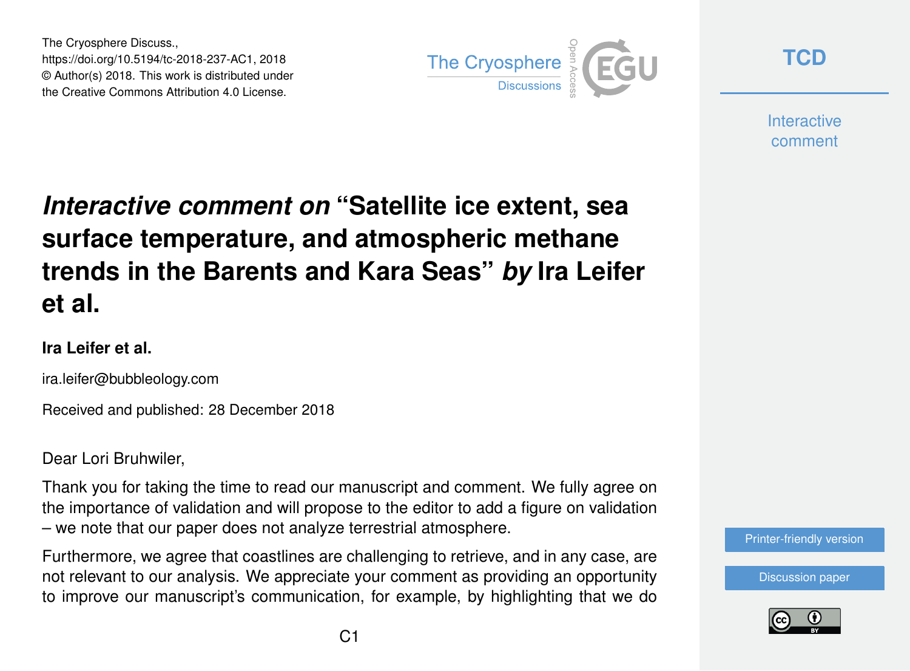The Cryosphere Discuss.,
https://doi.org/10.5194/tc-2018-237-AC1, 2018
© Author(s) 2018. This work is distributed under
the Creative Commons Attribution 4.0 License.

# *Interactive comment on* "Satellite ice extent, sea surface temperature, and atmospheric methane trends in the Barents and Kara Seas" *by* Ira Leifer et al.

**Ira Leifer et al.**

ira.leifer@bubbleology.com

Received and published: 28 December 2018

Dear Lori Bruhwiler,

Thank you for taking the time to read our manuscript and comment. We fully agree on the importance of validation and will propose to the editor to add a figure on validation – we note that our paper does not analyze terrestrial atmosphere.

Furthermore, we agree that coastlines are challenging to retrieve, and in any case, are not relevant to our analysis. We appreciate your comment as providing an opportunity to improve our manuscript's communication, for example, by highlighting that we do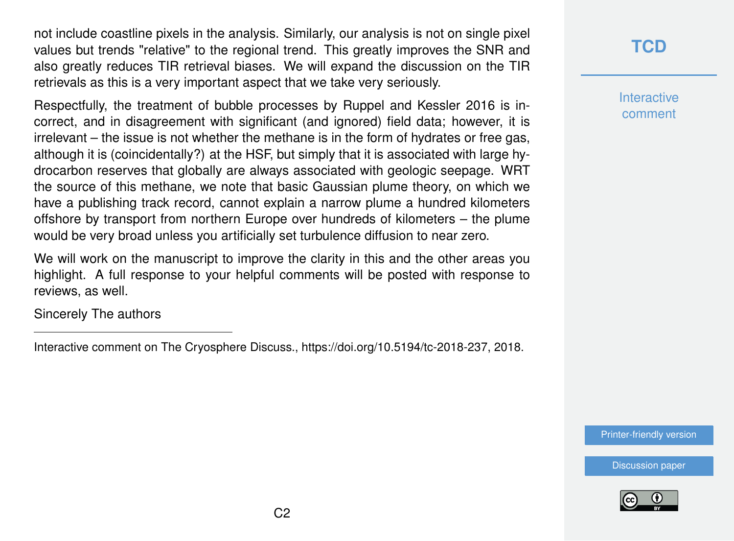not include coastline pixels in the analysis. Similarly, our analysis is not on single pixel values but trends "relative" to the regional trend. This greatly improves the SNR and also greatly reduces TIR retrieval biases. We will expand the discussion on the TIR retrievals as this is a very important aspect that we take very seriously.

Respectfully, the treatment of bubble processes by Ruppel and Kessler 2016 is incorrect, and in disagreement with significant (and ignored) field data; however, it is irrelevant – the issue is not whether the methane is in the form of hydrates or free gas, although it is (coincidentally?) at the HSF, but simply that it is associated with large hydrocarbon reserves that globally are always associated with geologic seepage. WRT the source of this methane, we note that basic Gaussian plume theory, on which we have a publishing track record, cannot explain a narrow plume a hundred kilometers offshore by transport from northern Europe over hundreds of kilometers – the plume would be very broad unless you artificially set turbulence diffusion to near zero.

We will work on the manuscript to improve the clarity in this and the other areas you highlight. A full response to your helpful comments will be posted with response to reviews, as well.

Sincerely The authors

---

Interactive comment on The Cryosphere Discuss., https://doi.org/10.5194/tc-2018-237, 2018.